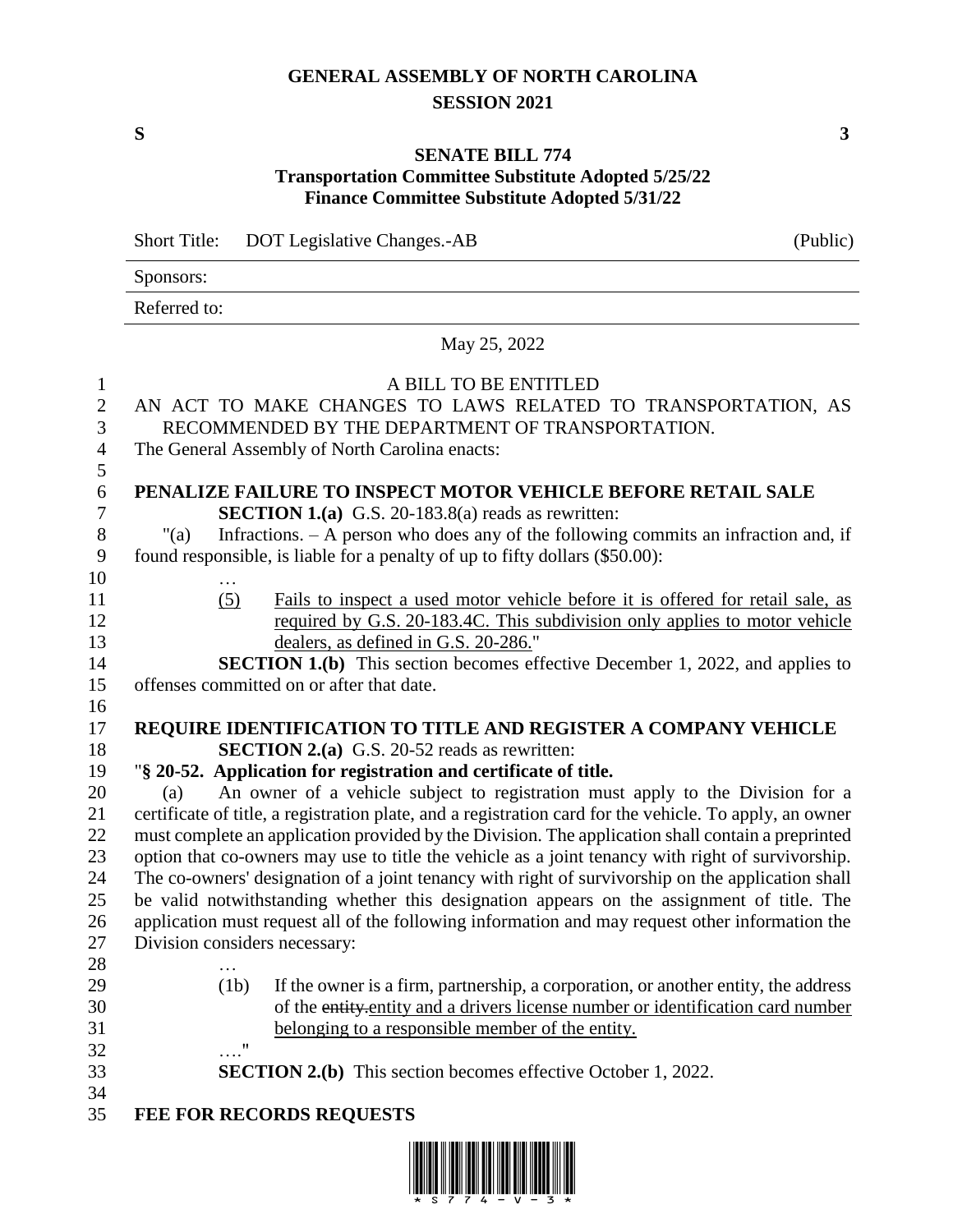# GENERAL ASSEMBLY OF NORTH CAROLINA
## SESSION 2021

**S** **3**

**SENATE BILL 774**
**Transportation Committee Substitute Adopted 5/25/22**
**Finance Committee Substitute Adopted 5/31/22**

Short Title: DOT Legislative Changes.-AB (Public)

Sponsors:

Referred to:

May 25, 2022

A BILL TO BE ENTITLED
AN ACT TO MAKE CHANGES TO LAWS RELATED TO TRANSPORTATION, AS RECOMMENDED BY THE DEPARTMENT OF TRANSPORTATION.
The General Assembly of North Carolina enacts:

**PENALIZE FAILURE TO INSPECT MOTOR VEHICLE BEFORE RETAIL SALE**

**SECTION 1.(a)** G.S. 20-183.8(a) reads as rewritten:

"(a) Infractions. – A person who does any of the following commits an infraction and, if found responsible, is liable for a penalty of up to fifty dollars ($50.00):

…

(5) <u>Fails to inspect a used motor vehicle before it is offered for retail sale, as required by G.S. 20-183.4C. This subdivision only applies to motor vehicle dealers, as defined in G.S. 20-286.</u>"

**SECTION 1.(b)** This section becomes effective December 1, 2022, and applies to offenses committed on or after that date.

**REQUIRE IDENTIFICATION TO TITLE AND REGISTER A COMPANY VEHICLE**

**SECTION 2.(a)** G.S. 20-52 reads as rewritten:

"**§ 20-52. Application for registration and certificate of title.**

(a) An owner of a vehicle subject to registration must apply to the Division for a certificate of title, a registration plate, and a registration card for the vehicle. To apply, an owner must complete an application provided by the Division. The application shall contain a preprinted option that co-owners may use to title the vehicle as a joint tenancy with right of survivorship. The co-owners' designation of a joint tenancy with right of survivorship on the application shall be valid notwithstanding whether this designation appears on the assignment of title. The application must request all of the following information and may request other information the Division considers necessary:

…

(1b) If the owner is a firm, partnership, a corporation, or another entity, the address of the ~~entity.~~<u>entity and a drivers license number or identification card number belonging to a responsible member of the entity.</u>

…."

**SECTION 2.(b)** This section becomes effective October 1, 2022.

**FEE FOR RECORDS REQUESTS**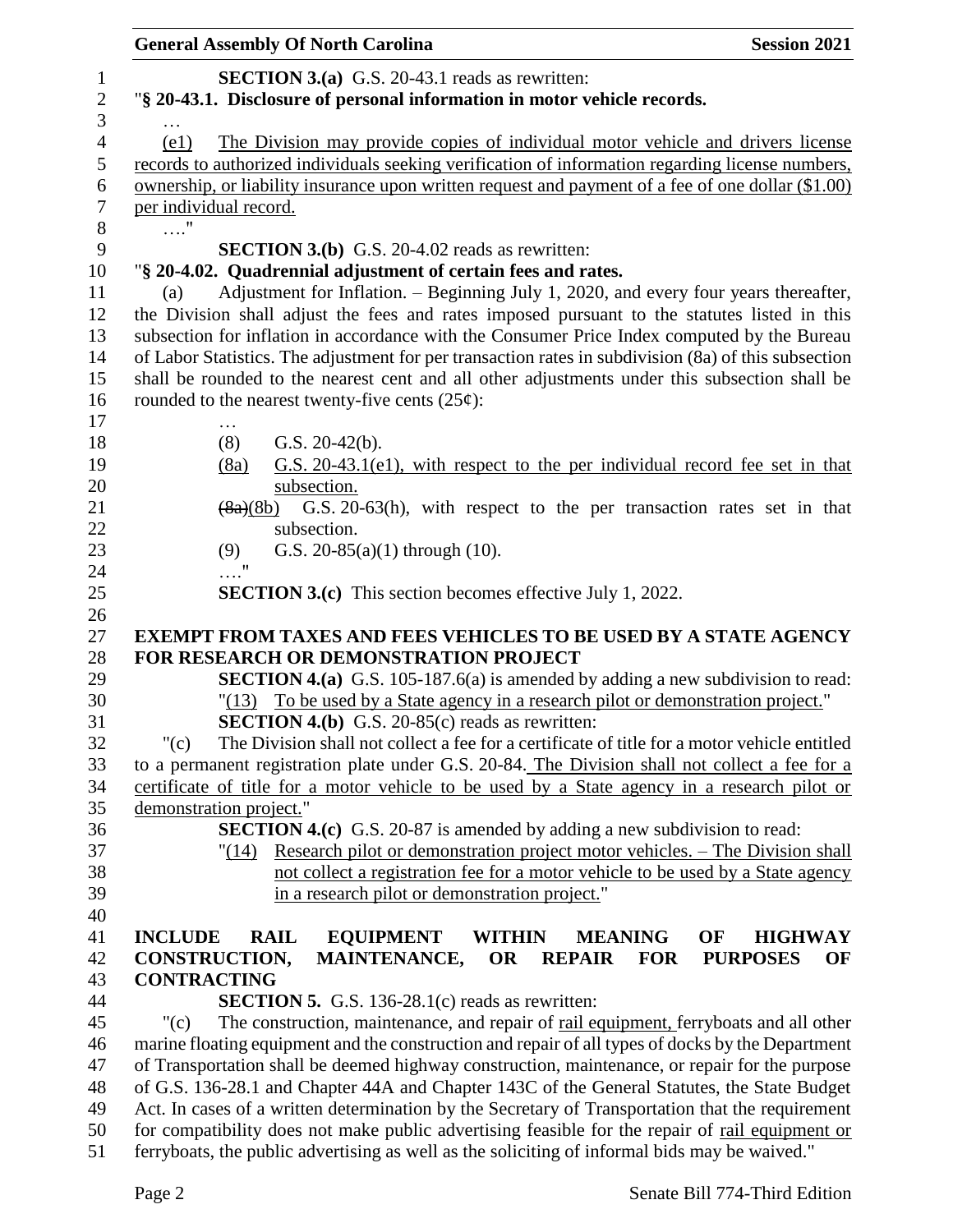**SECTION 3.(a)** G.S. 20-43.1 reads as rewritten:

"**§ 20-43.1. Disclosure of personal information in motor vehicle records.**

…

(e1) The Division may provide copies of individual motor vehicle and drivers license records to authorized individuals seeking verification of information regarding license numbers, ownership, or liability insurance upon written request and payment of a fee of one dollar ($1.00) per individual record.

…."

**SECTION 3.(b)** G.S. 20-4.02 reads as rewritten:

"**§ 20-4.02. Quadrennial adjustment of certain fees and rates.**

(a) Adjustment for Inflation. – Beginning July 1, 2020, and every four years thereafter, the Division shall adjust the fees and rates imposed pursuant to the statutes listed in this subsection for inflation in accordance with the Consumer Price Index computed by the Bureau of Labor Statistics. The adjustment for per transaction rates in subdivision (8a) of this subsection shall be rounded to the nearest cent and all other adjustments under this subsection shall be rounded to the nearest twenty-five cents (25¢):

…

(8) G.S. 20-42(b).

(8a) G.S. 20-43.1(e1), with respect to the per individual record fee set in that subsection.

~~(8a)~~(8b) G.S. 20-63(h), with respect to the per transaction rates set in that subsection.

(9) G.S. 20-85(a)(1) through (10).

…."

**SECTION 3.(c)** This section becomes effective July 1, 2022.

**EXEMPT FROM TAXES AND FEES VEHICLES TO BE USED BY A STATE AGENCY FOR RESEARCH OR DEMONSTRATION PROJECT**

**SECTION 4.(a)** G.S. 105-187.6(a) is amended by adding a new subdivision to read:

"(13) To be used by a State agency in a research pilot or demonstration project."

**SECTION 4.(b)** G.S. 20-85(c) reads as rewritten:

"(c) The Division shall not collect a fee for a certificate of title for a motor vehicle entitled to a permanent registration plate under G.S. 20-84. The Division shall not collect a fee for a certificate of title for a motor vehicle to be used by a State agency in a research pilot or demonstration project."

**SECTION 4.(c)** G.S. 20-87 is amended by adding a new subdivision to read:

"(14) Research pilot or demonstration project motor vehicles. – The Division shall not collect a registration fee for a motor vehicle to be used by a State agency in a research pilot or demonstration project."

**INCLUDE RAIL EQUIPMENT WITHIN MEANING OF HIGHWAY CONSTRUCTION, MAINTENANCE, OR REPAIR FOR PURPOSES OF CONTRACTING**

**SECTION 5.** G.S. 136-28.1(c) reads as rewritten:

"(c) The construction, maintenance, and repair of rail equipment, ferryboats and all other marine floating equipment and the construction and repair of all types of docks by the Department of Transportation shall be deemed highway construction, maintenance, or repair for the purpose of G.S. 136-28.1 and Chapter 44A and Chapter 143C of the General Statutes, the State Budget Act. In cases of a written determination by the Secretary of Transportation that the requirement for compatibility does not make public advertising feasible for the repair of rail equipment or ferryboats, the public advertising as well as the soliciting of informal bids may be waived."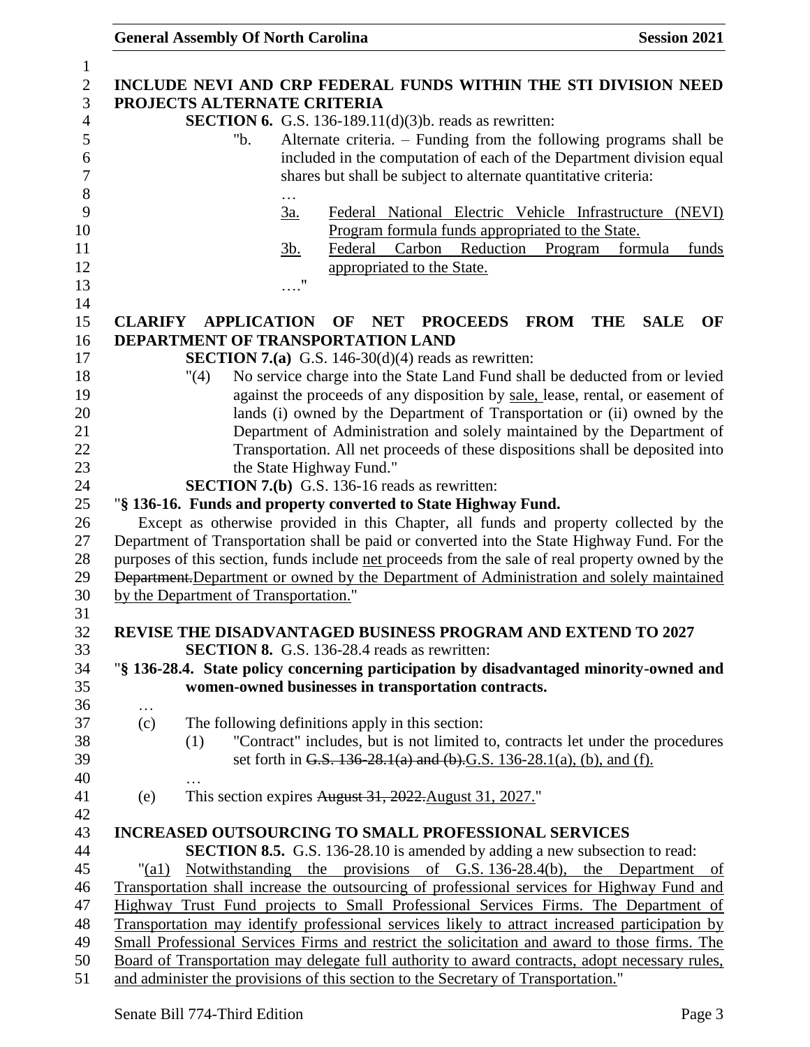**INCLUDE NEVI AND CRP FEDERAL FUNDS WITHIN THE STI DIVISION NEED PROJECTS ALTERNATE CRITERIA**

**SECTION 6.** G.S. 136-189.11(d)(3)b. reads as rewritten:

"b. Alternate criteria. – Funding from the following programs shall be included in the computation of each of the Department division equal shares but shall be subject to alternate quantitative criteria:

…

3a. Federal National Electric Vehicle Infrastructure (NEVI) Program formula funds appropriated to the State.

3b. Federal Carbon Reduction Program formula funds appropriated to the State.

…."

**CLARIFY APPLICATION OF NET PROCEEDS FROM THE SALE OF DEPARTMENT OF TRANSPORTATION LAND**

**SECTION 7.(a)** G.S. 146-30(d)(4) reads as rewritten:

"(4) No service charge into the State Land Fund shall be deducted from or levied against the proceeds of any disposition by sale, lease, rental, or easement of lands (i) owned by the Department of Transportation or (ii) owned by the Department of Administration and solely maintained by the Department of Transportation. All net proceeds of these dispositions shall be deposited into the State Highway Fund."

**SECTION 7.(b)** G.S. 136-16 reads as rewritten:

"**§ 136-16. Funds and property converted to State Highway Fund.**

Except as otherwise provided in this Chapter, all funds and property collected by the Department of Transportation shall be paid or converted into the State Highway Fund. For the purposes of this section, funds include net proceeds from the sale of real property owned by the ~~Department.~~Department or owned by the Department of Administration and solely maintained by the Department of Transportation."

**REVISE THE DISADVANTAGED BUSINESS PROGRAM AND EXTEND TO 2027**

**SECTION 8.** G.S. 136-28.4 reads as rewritten:

"**§ 136-28.4. State policy concerning participation by disadvantaged minority-owned and women-owned businesses in transportation contracts.**

…

(c) The following definitions apply in this section:

(1) "Contract" includes, but is not limited to, contracts let under the procedures set forth in ~~G.S. 136-28.1(a) and (b).~~G.S. 136-28.1(a), (b), and (f).

…

(e) This section expires ~~August 31, 2022.~~August 31, 2027."

**INCREASED OUTSOURCING TO SMALL PROFESSIONAL SERVICES**

**SECTION 8.5.** G.S. 136-28.10 is amended by adding a new subsection to read:

"(a1) Notwithstanding the provisions of G.S. 136-28.4(b), the Department of Transportation shall increase the outsourcing of professional services for Highway Fund and Highway Trust Fund projects to Small Professional Services Firms. The Department of Transportation may identify professional services likely to attract increased participation by Small Professional Services Firms and restrict the solicitation and award to those firms. The Board of Transportation may delegate full authority to award contracts, adopt necessary rules, and administer the provisions of this section to the Secretary of Transportation."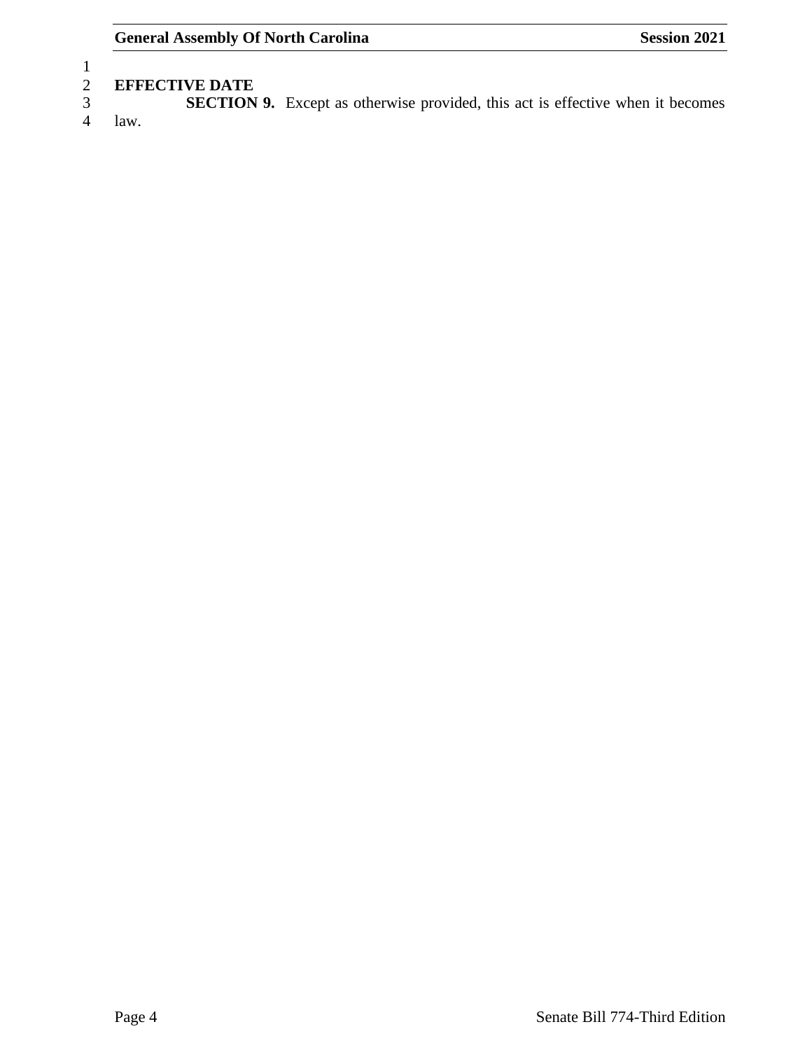**EFFECTIVE DATE**

**SECTION 9.** Except as otherwise provided, this act is effective when it becomes law.